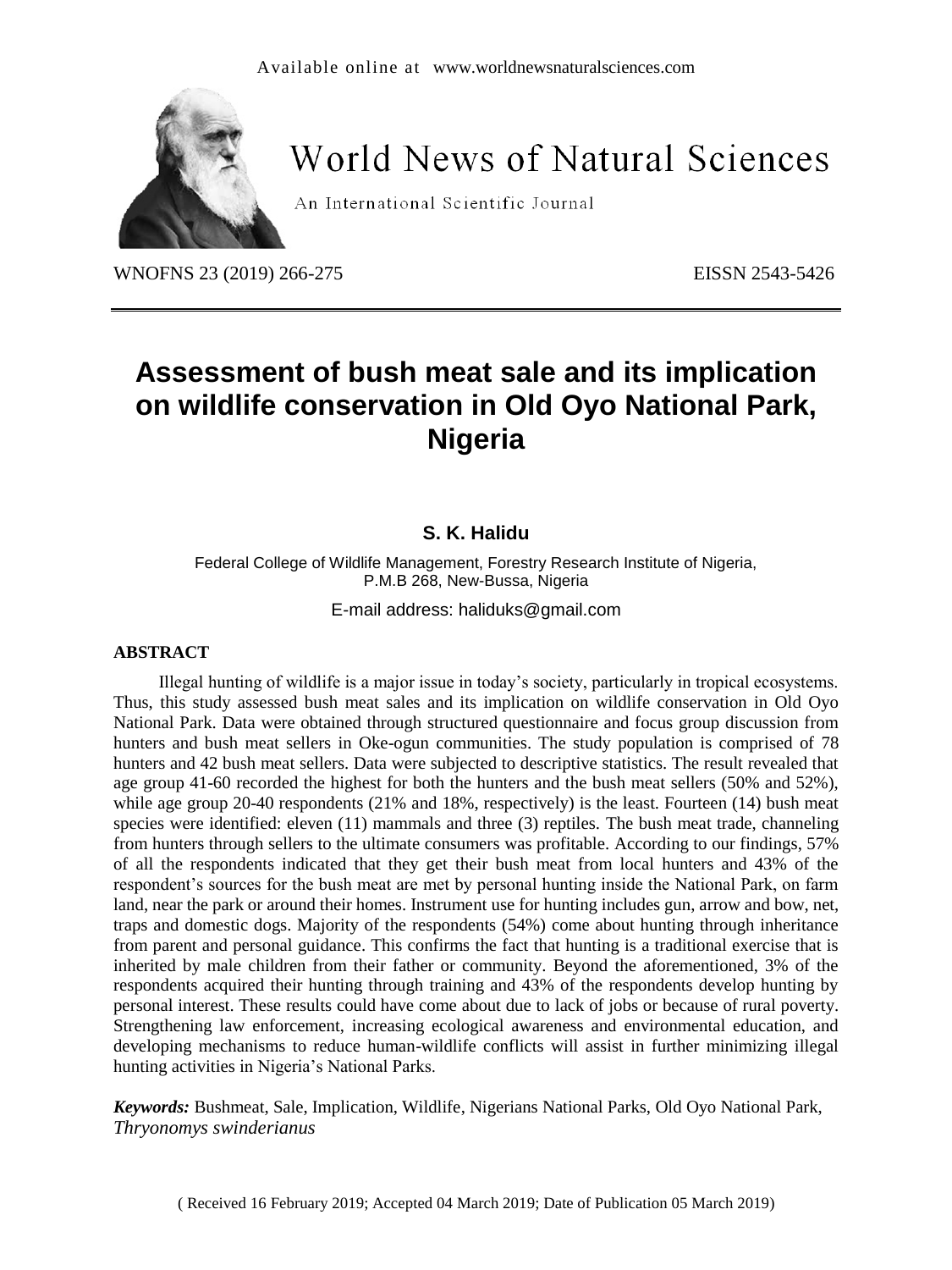Available online at www.worldnewsnaturalsciences.com

# World News of Natural Sciences

An International Scientific Journal

WNOFNS 23 (2019) 266-275 EISSN 2543-5426

# Assessment of bush meat sale and its implication on wildlife conservation in Old Oyo National Park, Nigeria

**S. K. Halidu**

Federal College of Wildlife Management, Forestry Research Institute of Nigeria, P.M.B 268, New-Bussa, Nigeria

E-mail address: haliduks@gmail.com

## ABSTRACT

Illegal hunting of wildlife is a major issue in today's society, particularly in tropical ecosystems. Thus, this study assessed bush meat sales and its implication on wildlife conservation in Old Oyo National Park. Data were obtained through structured questionnaire and focus group discussion from hunters and bush meat sellers in Oke-ogun communities. The study population is comprised of 78 hunters and 42 bush meat sellers. Data were subjected to descriptive statistics. The result revealed that age group 41-60 recorded the highest for both the hunters and the bush meat sellers (50% and 52%), while age group 20-40 respondents (21% and 18%, respectively) is the least. Fourteen (14) bush meat species were identified: eleven (11) mammals and three (3) reptiles. The bush meat trade, channeling from hunters through sellers to the ultimate consumers was profitable. According to our findings, 57% of all the respondents indicated that they get their bush meat from local hunters and 43% of the respondent's sources for the bush meat are met by personal hunting inside the National Park, on farm land, near the park or around their homes. Instrument use for hunting includes gun, arrow and bow, net, traps and domestic dogs. Majority of the respondents (54%) come about hunting through inheritance from parent and personal guidance. This confirms the fact that hunting is a traditional exercise that is inherited by male children from their father or community. Beyond the aforementioned, 3% of the respondents acquired their hunting through training and 43% of the respondents develop hunting by personal interest. These results could have come about due to lack of jobs or because of rural poverty. Strengthening law enforcement, increasing ecological awareness and environmental education, and developing mechanisms to reduce human-wildlife conflicts will assist in further minimizing illegal hunting activities in Nigeria's National Parks.

***Keywords:*** Bushmeat, Sale, Implication, Wildlife, Nigerians National Parks, Old Oyo National Park, *Thryonomys swinderianus*

( Received 16 February 2019; Accepted 04 March 2019; Date of Publication 05 March 2019)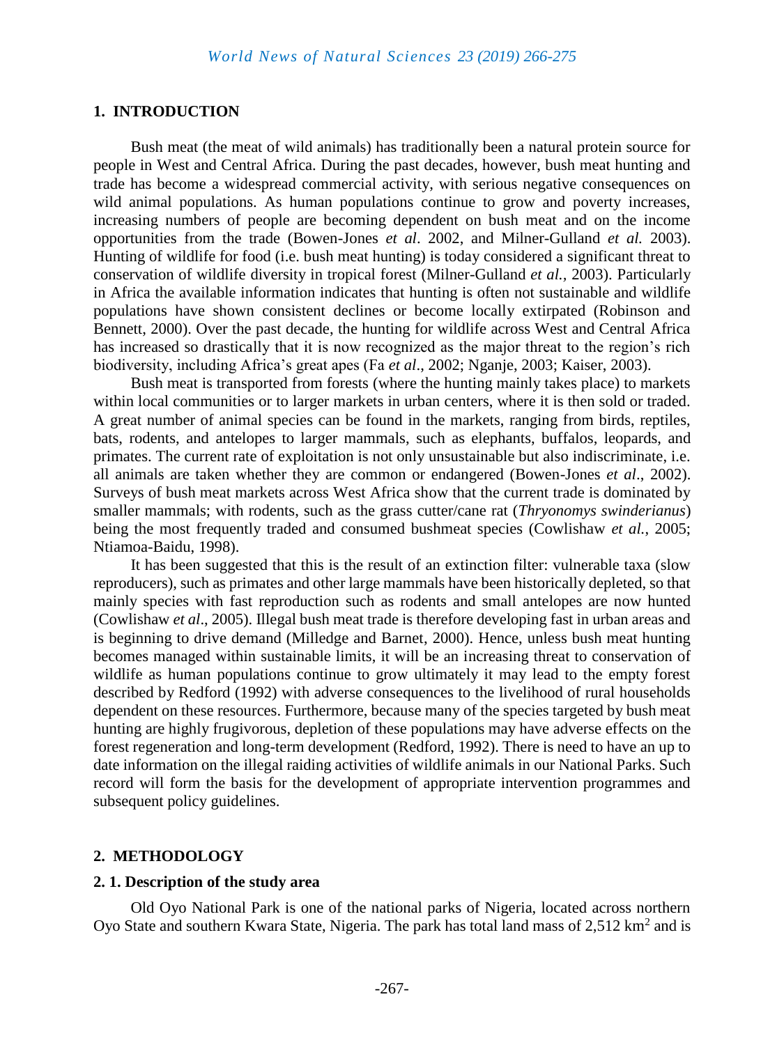## 1. INTRODUCTION

Bush meat (the meat of wild animals) has traditionally been a natural protein source for people in West and Central Africa. During the past decades, however, bush meat hunting and trade has become a widespread commercial activity, with serious negative consequences on wild animal populations. As human populations continue to grow and poverty increases, increasing numbers of people are becoming dependent on bush meat and on the income opportunities from the trade (Bowen-Jones *et al*. 2002, and Milner-Gulland *et al.* 2003). Hunting of wildlife for food (i.e. bush meat hunting) is today considered a significant threat to conservation of wildlife diversity in tropical forest (Milner-Gulland *et al.*, 2003). Particularly in Africa the available information indicates that hunting is often not sustainable and wildlife populations have shown consistent declines or become locally extirpated (Robinson and Bennett, 2000). Over the past decade, the hunting for wildlife across West and Central Africa has increased so drastically that it is now recognized as the major threat to the region's rich biodiversity, including Africa's great apes (Fa *et al*., 2002; Nganje, 2003; Kaiser, 2003).

Bush meat is transported from forests (where the hunting mainly takes place) to markets within local communities or to larger markets in urban centers, where it is then sold or traded. A great number of animal species can be found in the markets, ranging from birds, reptiles, bats, rodents, and antelopes to larger mammals, such as elephants, buffalos, leopards, and primates. The current rate of exploitation is not only unsustainable but also indiscriminate, i.e. all animals are taken whether they are common or endangered (Bowen-Jones *et al*., 2002). Surveys of bush meat markets across West Africa show that the current trade is dominated by smaller mammals; with rodents, such as the grass cutter/cane rat (*Thryonomys swinderianus*) being the most frequently traded and consumed bushmeat species (Cowlishaw *et al.*, 2005; Ntiamoa-Baidu, 1998).

It has been suggested that this is the result of an extinction filter: vulnerable taxa (slow reproducers), such as primates and other large mammals have been historically depleted, so that mainly species with fast reproduction such as rodents and small antelopes are now hunted (Cowlishaw *et al*., 2005). Illegal bush meat trade is therefore developing fast in urban areas and is beginning to drive demand (Milledge and Barnet, 2000). Hence, unless bush meat hunting becomes managed within sustainable limits, it will be an increasing threat to conservation of wildlife as human populations continue to grow ultimately it may lead to the empty forest described by Redford (1992) with adverse consequences to the livelihood of rural households dependent on these resources. Furthermore, because many of the species targeted by bush meat hunting are highly frugivorous, depletion of these populations may have adverse effects on the forest regeneration and long-term development (Redford, 1992). There is need to have an up to date information on the illegal raiding activities of wildlife animals in our National Parks. Such record will form the basis for the development of appropriate intervention programmes and subsequent policy guidelines.

## 2. METHODOLOGY

### 2. 1. Description of the study area

Old Oyo National Park is one of the national parks of Nigeria, located across northern Oyo State and southern Kwara State, Nigeria. The park has total land mass of 2,512 km$^2$ and is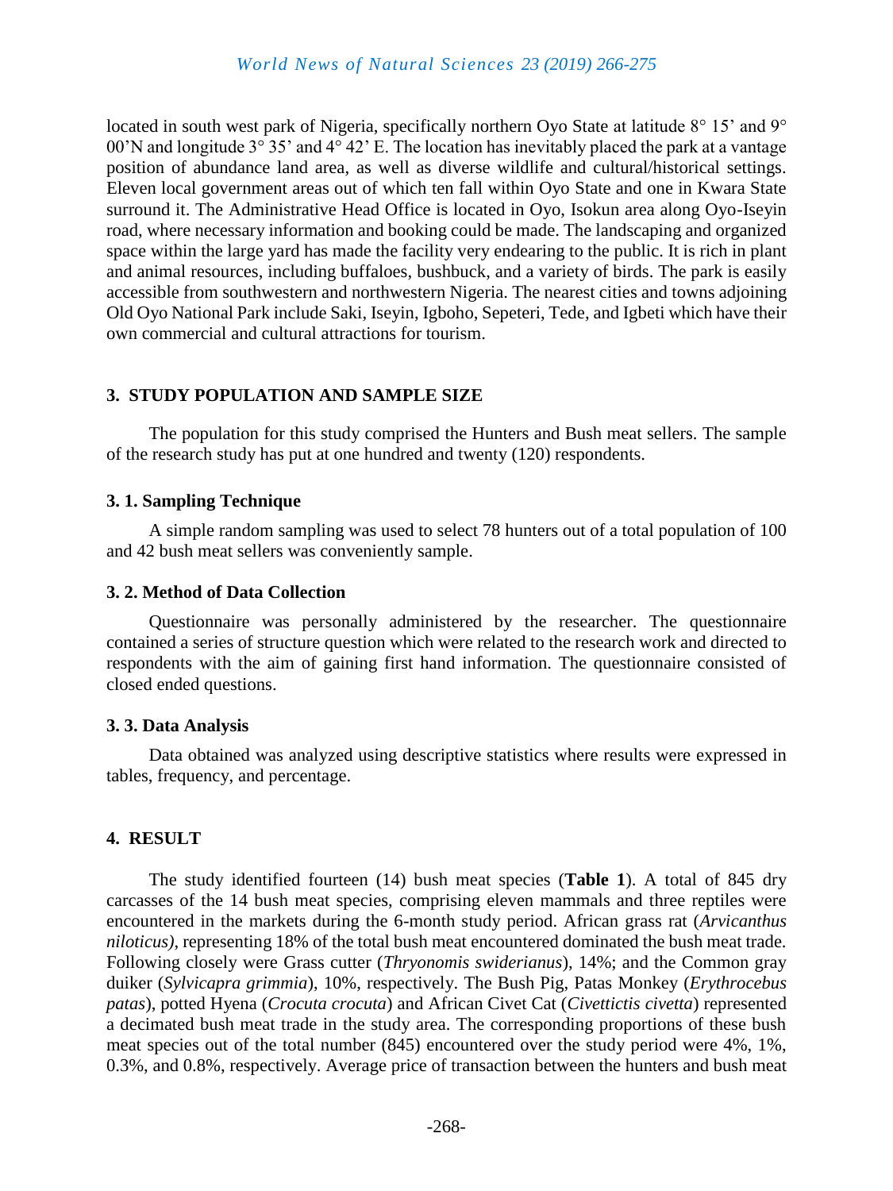located in south west park of Nigeria, specifically northern Oyo State at latitude 8° 15' and 9° 00'N and longitude 3° 35' and 4° 42' E. The location has inevitably placed the park at a vantage position of abundance land area, as well as diverse wildlife and cultural/historical settings. Eleven local government areas out of which ten fall within Oyo State and one in Kwara State surround it. The Administrative Head Office is located in Oyo, Isokun area along Oyo-Iseyin road, where necessary information and booking could be made. The landscaping and organized space within the large yard has made the facility very endearing to the public. It is rich in plant and animal resources, including buffaloes, bushbuck, and a variety of birds. The park is easily accessible from southwestern and northwestern Nigeria. The nearest cities and towns adjoining Old Oyo National Park include Saki, Iseyin, Igboho, Sepeteri, Tede, and Igbeti which have their own commercial and cultural attractions for tourism.

## 3. STUDY POPULATION AND SAMPLE SIZE

The population for this study comprised the Hunters and Bush meat sellers. The sample of the research study has put at one hundred and twenty (120) respondents.

### 3. 1. Sampling Technique

A simple random sampling was used to select 78 hunters out of a total population of 100 and 42 bush meat sellers was conveniently sample.

### 3. 2. Method of Data Collection

Questionnaire was personally administered by the researcher. The questionnaire contained a series of structure question which were related to the research work and directed to respondents with the aim of gaining first hand information. The questionnaire consisted of closed ended questions.

### 3. 3. Data Analysis

Data obtained was analyzed using descriptive statistics where results were expressed in tables, frequency, and percentage.

## 4. RESULT

The study identified fourteen (14) bush meat species (**Table 1**). A total of 845 dry carcasses of the 14 bush meat species, comprising eleven mammals and three reptiles were encountered in the markets during the 6-month study period. African grass rat (*Arvicanthus niloticus)*, representing 18% of the total bush meat encountered dominated the bush meat trade. Following closely were Grass cutter (*Thryonomis swiderianus*), 14%; and the Common gray duiker (*Sylvicapra grimmia*), 10%, respectively. The Bush Pig, Patas Monkey (*Erythrocebus patas*), potted Hyena (*Crocuta crocuta*) and African Civet Cat (*Civettictis civetta*) represented a decimated bush meat trade in the study area. The corresponding proportions of these bush meat species out of the total number (845) encountered over the study period were 4%, 1%, 0.3%, and 0.8%, respectively. Average price of transaction between the hunters and bush meat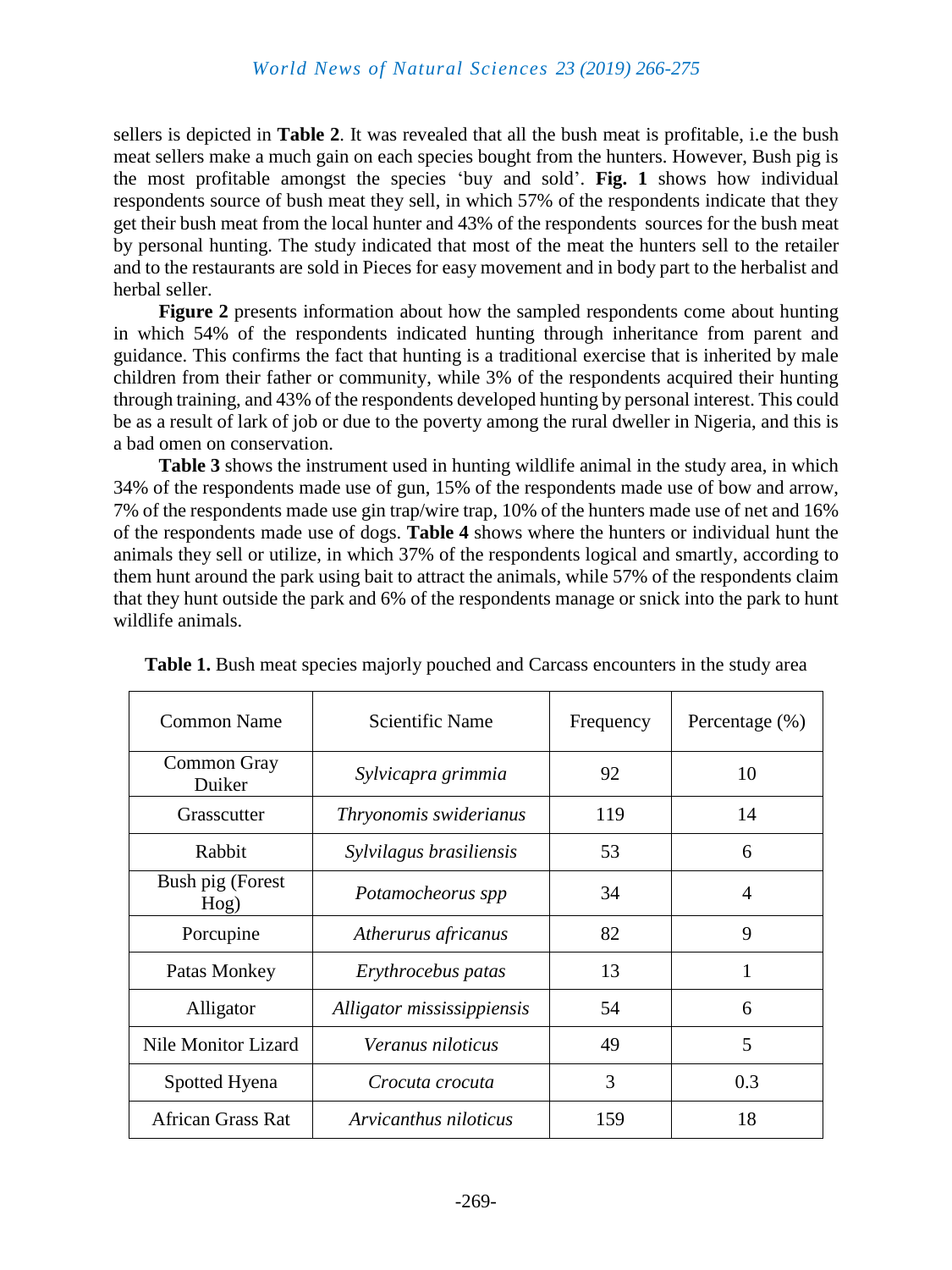sellers is depicted in **Table 2**. It was revealed that all the bush meat is profitable, i.e the bush meat sellers make a much gain on each species bought from the hunters. However, Bush pig is the most profitable amongst the species 'buy and sold'. **Fig. 1** shows how individual respondents source of bush meat they sell, in which 57% of the respondents indicate that they get their bush meat from the local hunter and 43% of the respondents sources for the bush meat by personal hunting. The study indicated that most of the meat the hunters sell to the retailer and to the restaurants are sold in Pieces for easy movement and in body part to the herbalist and herbal seller.

**Figure 2** presents information about how the sampled respondents come about hunting in which 54% of the respondents indicated hunting through inheritance from parent and guidance. This confirms the fact that hunting is a traditional exercise that is inherited by male children from their father or community, while 3% of the respondents acquired their hunting through training, and 43% of the respondents developed hunting by personal interest. This could be as a result of lark of job or due to the poverty among the rural dweller in Nigeria, and this is a bad omen on conservation.

**Table 3** shows the instrument used in hunting wildlife animal in the study area, in which 34% of the respondents made use of gun, 15% of the respondents made use of bow and arrow, 7% of the respondents made use gin trap/wire trap, 10% of the hunters made use of net and 16% of the respondents made use of dogs. **Table 4** shows where the hunters or individual hunt the animals they sell or utilize, in which 37% of the respondents logical and smartly, according to them hunt around the park using bait to attract the animals, while 57% of the respondents claim that they hunt outside the park and 6% of the respondents manage or snick into the park to hunt wildlife animals.

**Table 1.** Bush meat species majorly pouched and Carcass encounters in the study area

| Common Name | Scientific Name | Frequency | Percentage (%) |
|---|---|---|---|
| Common Gray Duiker | *Sylvicapra grimmia* | 92 | 10 |
| Grasscutter | *Thryonomis swiderianus* | 119 | 14 |
| Rabbit | *Sylvilagus brasiliensis* | 53 | 6 |
| Bush pig (Forest Hog) | *Potamocheorus spp* | 34 | 4 |
| Porcupine | *Atherurus africanus* | 82 | 9 |
| Patas Monkey | *Erythrocebus patas* | 13 | 1 |
| Alligator | *Alligator mississippiensis* | 54 | 6 |
| Nile Monitor Lizard | *Veranus niloticus* | 49 | 5 |
| Spotted Hyena | *Crocuta crocuta* | 3 | 0.3 |
| African Grass Rat | *Arvicanthus niloticus* | 159 | 18 |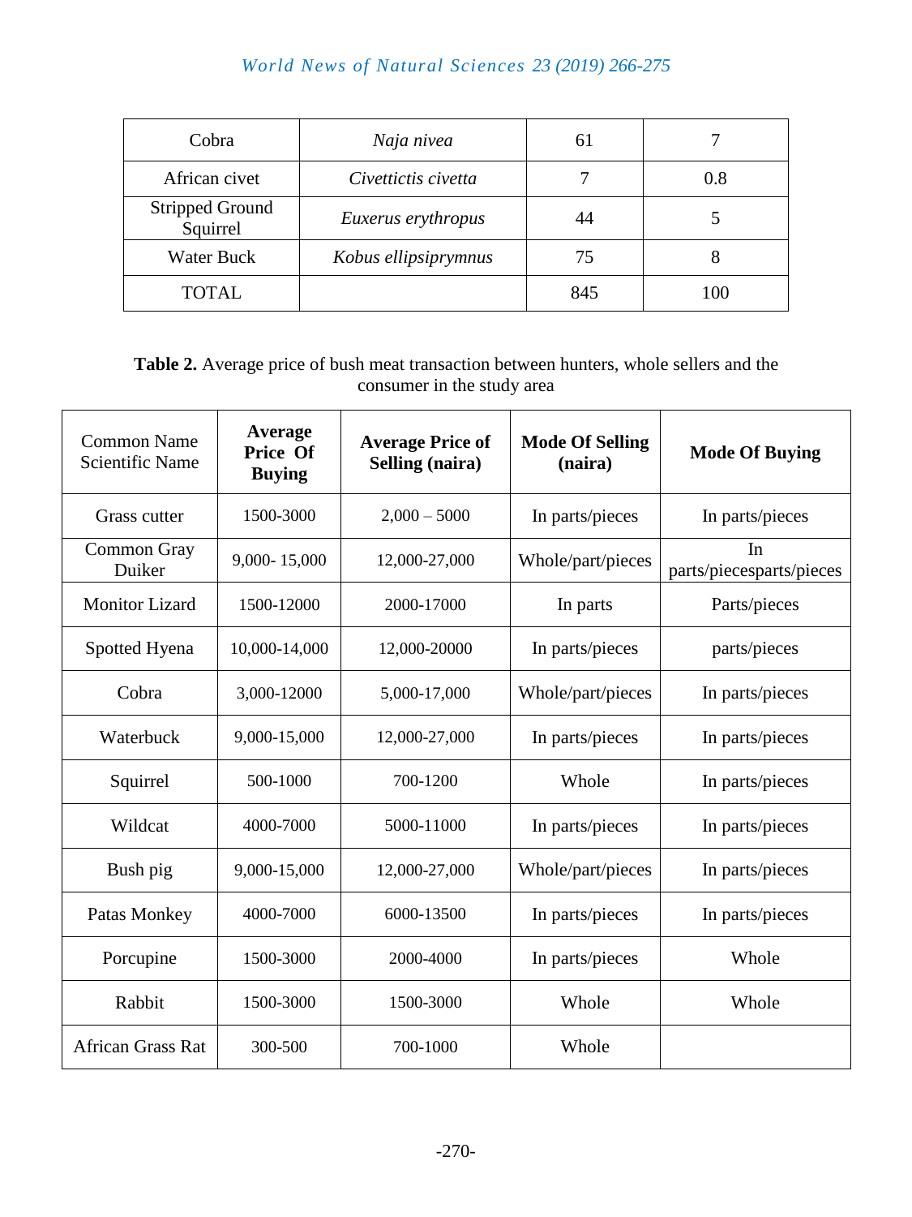| Cobra | *Naja nivea* | 61 | 7 |
|---|---|---|---|
| African civet | *Civettictis civetta* | 7 | 0.8 |
| Stripped Ground Squirrel | *Euxerus erythropus* | 44 | 5 |
| Water Buck | *Kobus ellipsiprymnus* | 75 | 8 |
| TOTAL | | 845 | 100 |

**Table 2.** Average price of bush meat transaction between hunters, whole sellers and the consumer in the study area

| Common Name Scientific Name | **Average Price Of Buying** | **Average Price of Selling (naira)** | **Mode Of Selling (naira)** | **Mode Of Buying** |
|---|---|---|---|---|
| Grass cutter | 1500-3000 | 2,000 – 5000 | In parts/pieces | In parts/pieces |
| Common Gray Duiker | 9,000- 15,000 | 12,000-27,000 | Whole/part/pieces | In parts/piecesparts/pieces |
| Monitor Lizard | 1500-12000 | 2000-17000 | In parts | Parts/pieces |
| Spotted Hyena | 10,000-14,000 | 12,000-20000 | In parts/pieces | parts/pieces |
| Cobra | 3,000-12000 | 5,000-17,000 | Whole/part/pieces | In parts/pieces |
| Waterbuck | 9,000-15,000 | 12,000-27,000 | In parts/pieces | In parts/pieces |
| Squirrel | 500-1000 | 700-1200 | Whole | In parts/pieces |
| Wildcat | 4000-7000 | 5000-11000 | In parts/pieces | In parts/pieces |
| Bush pig | 9,000-15,000 | 12,000-27,000 | Whole/part/pieces | In parts/pieces |
| Patas Monkey | 4000-7000 | 6000-13500 | In parts/pieces | In parts/pieces |
| Porcupine | 1500-3000 | 2000-4000 | In parts/pieces | Whole |
| Rabbit | 1500-3000 | 1500-3000 | Whole | Whole |
| African Grass Rat | 300-500 | 700-1000 | Whole | |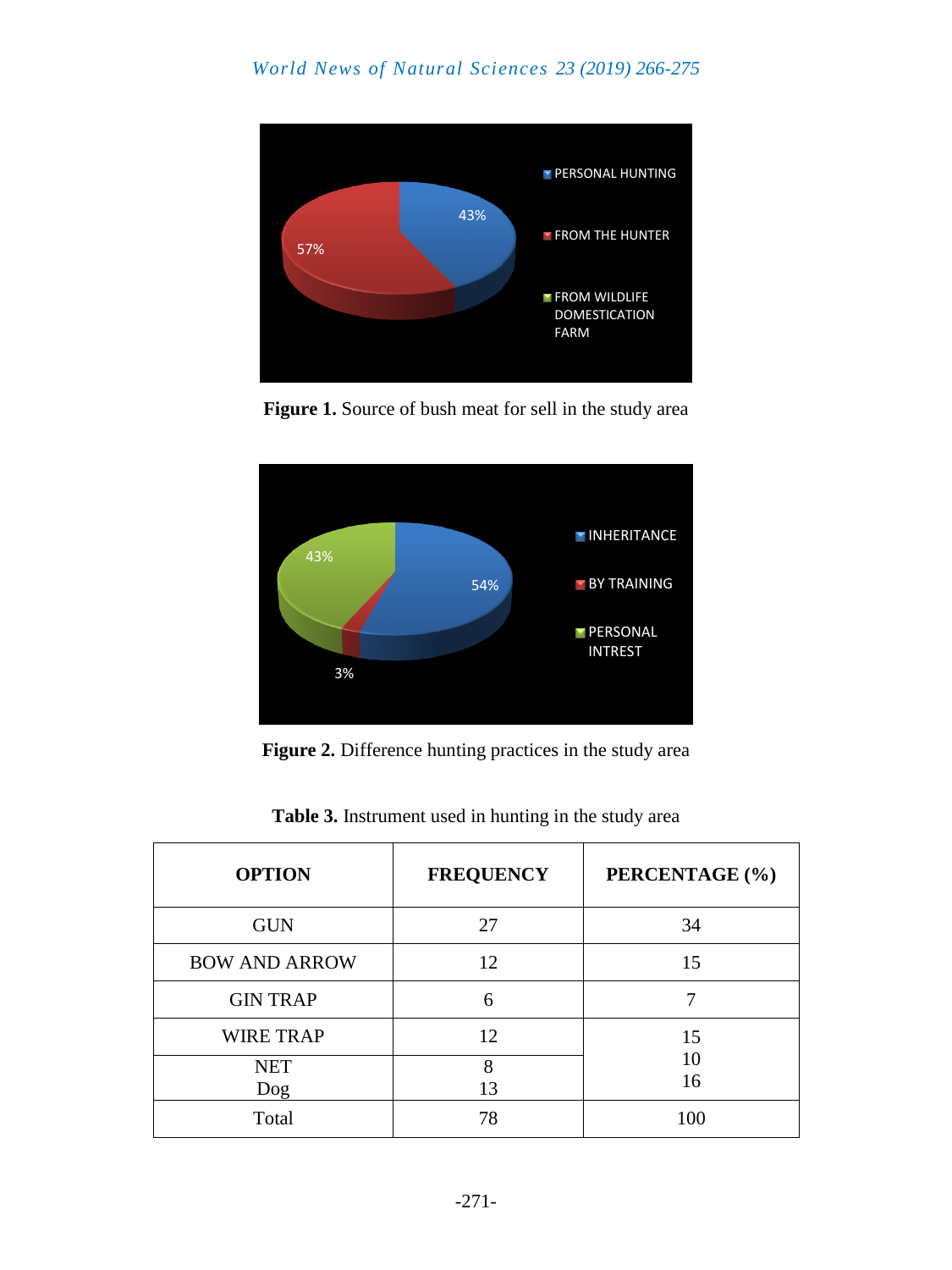**Figure 1.** Source of bush meat for sell in the study area

**Figure 2.** Difference hunting practices in the study area

**Table 3.** Instrument used in hunting in the study area

| OPTION | FREQUENCY | PERCENTAGE (%) |
|---|---|---|
| GUN | 27 | 34 |
| BOW AND ARROW | 12 | 15 |
| GIN TRAP | 6 | 7 |
| WIRE TRAP | 12 | 15 |
| NET | 8 | 10 |
| Dog | 13 | 16 |
| Total | 78 | 100 |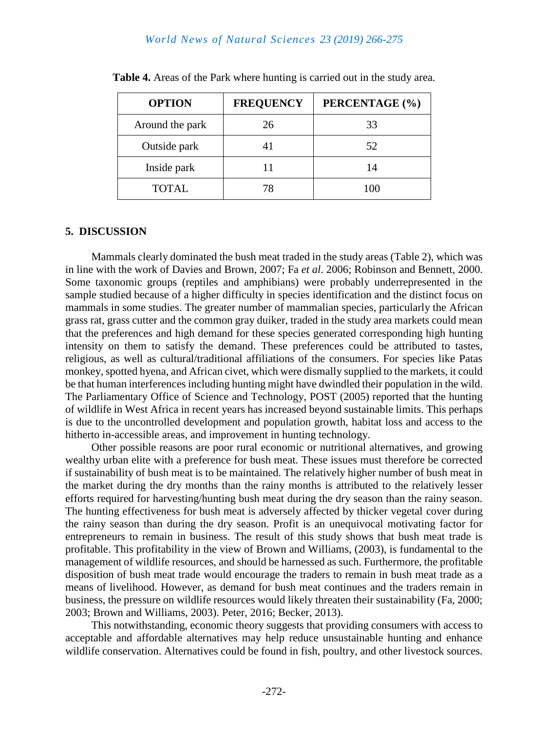**Table 4.** Areas of the Park where hunting is carried out in the study area.

| OPTION | FREQUENCY | PERCENTAGE (%) |
|---|---|---|
| Around the park | 26 | 33 |
| Outside park | 41 | 52 |
| Inside park | 11 | 14 |
| TOTAL | 78 | 100 |

## 5. DISCUSSION

Mammals clearly dominated the bush meat traded in the study areas (Table 2), which was in line with the work of Davies and Brown, 2007; Fa *et al*. 2006; Robinson and Bennett, 2000. Some taxonomic groups (reptiles and amphibians) were probably underrepresented in the sample studied because of a higher difficulty in species identification and the distinct focus on mammals in some studies. The greater number of mammalian species, particularly the African grass rat, grass cutter and the common gray duiker, traded in the study area markets could mean that the preferences and high demand for these species generated corresponding high hunting intensity on them to satisfy the demand. These preferences could be attributed to tastes, religious, as well as cultural/traditional affiliations of the consumers. For species like Patas monkey, spotted hyena, and African civet, which were dismally supplied to the markets, it could be that human interferences including hunting might have dwindled their population in the wild. The Parliamentary Office of Science and Technology, POST (2005) reported that the hunting of wildlife in West Africa in recent years has increased beyond sustainable limits. This perhaps is due to the uncontrolled development and population growth, habitat loss and access to the hitherto in-accessible areas, and improvement in hunting technology.

Other possible reasons are poor rural economic or nutritional alternatives, and growing wealthy urban elite with a preference for bush meat. These issues must therefore be corrected if sustainability of bush meat is to be maintained. The relatively higher number of bush meat in the market during the dry months than the rainy months is attributed to the relatively lesser efforts required for harvesting/hunting bush meat during the dry season than the rainy season. The hunting effectiveness for bush meat is adversely affected by thicker vegetal cover during the rainy season than during the dry season. Profit is an unequivocal motivating factor for entrepreneurs to remain in business. The result of this study shows that bush meat trade is profitable. This profitability in the view of Brown and Williams, (2003), is fundamental to the management of wildlife resources, and should be harnessed as such. Furthermore, the profitable disposition of bush meat trade would encourage the traders to remain in bush meat trade as a means of livelihood. However, as demand for bush meat continues and the traders remain in business, the pressure on wildlife resources would likely threaten their sustainability (Fa, 2000; 2003; Brown and Williams, 2003). Peter, 2016; Becker, 2013).

This notwithstanding, economic theory suggests that providing consumers with access to acceptable and affordable alternatives may help reduce unsustainable hunting and enhance wildlife conservation. Alternatives could be found in fish, poultry, and other livestock sources.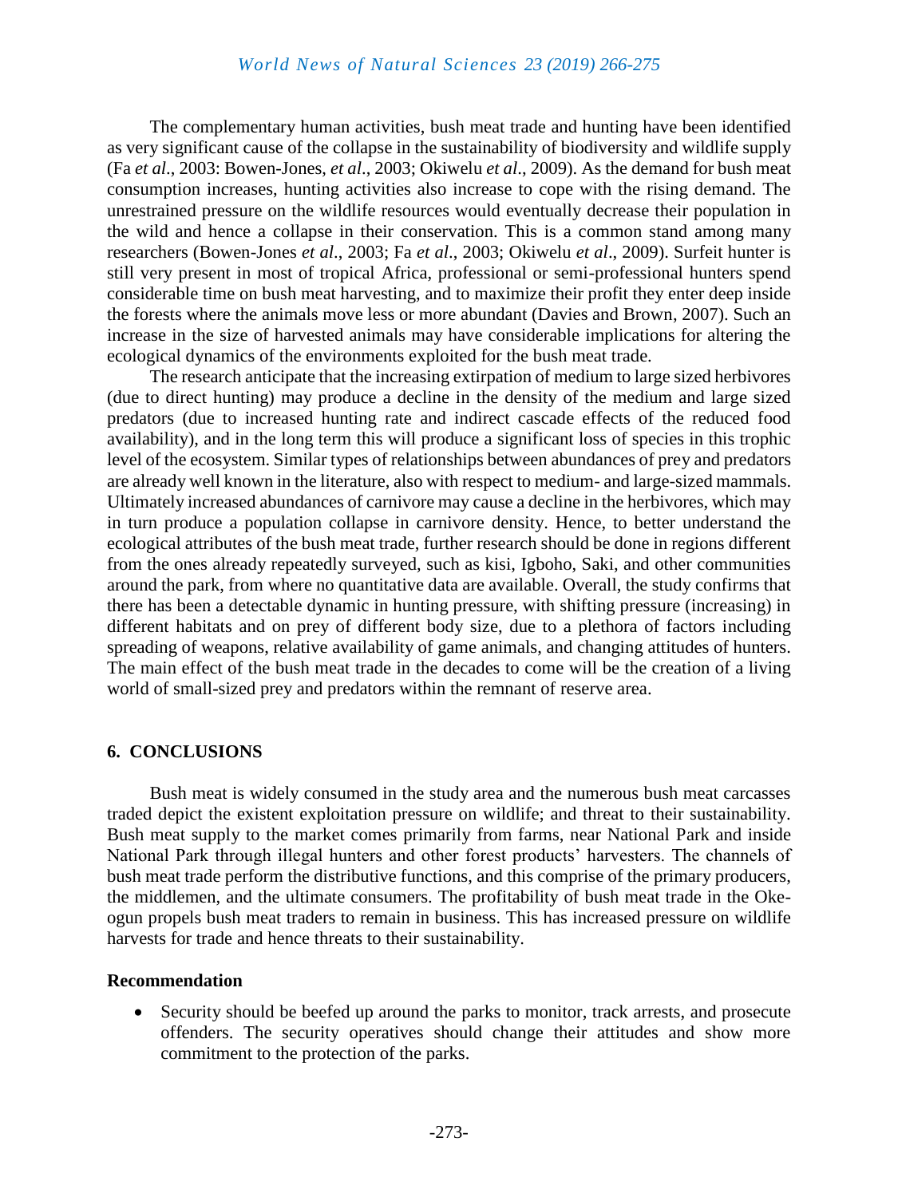The complementary human activities, bush meat trade and hunting have been identified as very significant cause of the collapse in the sustainability of biodiversity and wildlife supply (Fa *et al*., 2003: Bowen-Jones, *et al*., 2003; Okiwelu *et al*., 2009). As the demand for bush meat consumption increases, hunting activities also increase to cope with the rising demand. The unrestrained pressure on the wildlife resources would eventually decrease their population in the wild and hence a collapse in their conservation. This is a common stand among many researchers (Bowen-Jones *et al*., 2003; Fa *et al*., 2003; Okiwelu *et al*., 2009). Surfeit hunter is still very present in most of tropical Africa, professional or semi-professional hunters spend considerable time on bush meat harvesting, and to maximize their profit they enter deep inside the forests where the animals move less or more abundant (Davies and Brown, 2007). Such an increase in the size of harvested animals may have considerable implications for altering the ecological dynamics of the environments exploited for the bush meat trade.

The research anticipate that the increasing extirpation of medium to large sized herbivores (due to direct hunting) may produce a decline in the density of the medium and large sized predators (due to increased hunting rate and indirect cascade effects of the reduced food availability), and in the long term this will produce a significant loss of species in this trophic level of the ecosystem. Similar types of relationships between abundances of prey and predators are already well known in the literature, also with respect to medium- and large-sized mammals. Ultimately increased abundances of carnivore may cause a decline in the herbivores, which may in turn produce a population collapse in carnivore density. Hence, to better understand the ecological attributes of the bush meat trade, further research should be done in regions different from the ones already repeatedly surveyed, such as kisi, Igboho, Saki, and other communities around the park, from where no quantitative data are available. Overall, the study confirms that there has been a detectable dynamic in hunting pressure, with shifting pressure (increasing) in different habitats and on prey of different body size, due to a plethora of factors including spreading of weapons, relative availability of game animals, and changing attitudes of hunters. The main effect of the bush meat trade in the decades to come will be the creation of a living world of small-sized prey and predators within the remnant of reserve area.

## 6. CONCLUSIONS

Bush meat is widely consumed in the study area and the numerous bush meat carcasses traded depict the existent exploitation pressure on wildlife; and threat to their sustainability. Bush meat supply to the market comes primarily from farms, near National Park and inside National Park through illegal hunters and other forest products' harvesters. The channels of bush meat trade perform the distributive functions, and this comprise of the primary producers, the middlemen, and the ultimate consumers. The profitability of bush meat trade in the Oke-ogun propels bush meat traders to remain in business. This has increased pressure on wildlife harvests for trade and hence threats to their sustainability.

### Recommendation

- Security should be beefed up around the parks to monitor, track arrests, and prosecute offenders. The security operatives should change their attitudes and show more commitment to the protection of the parks.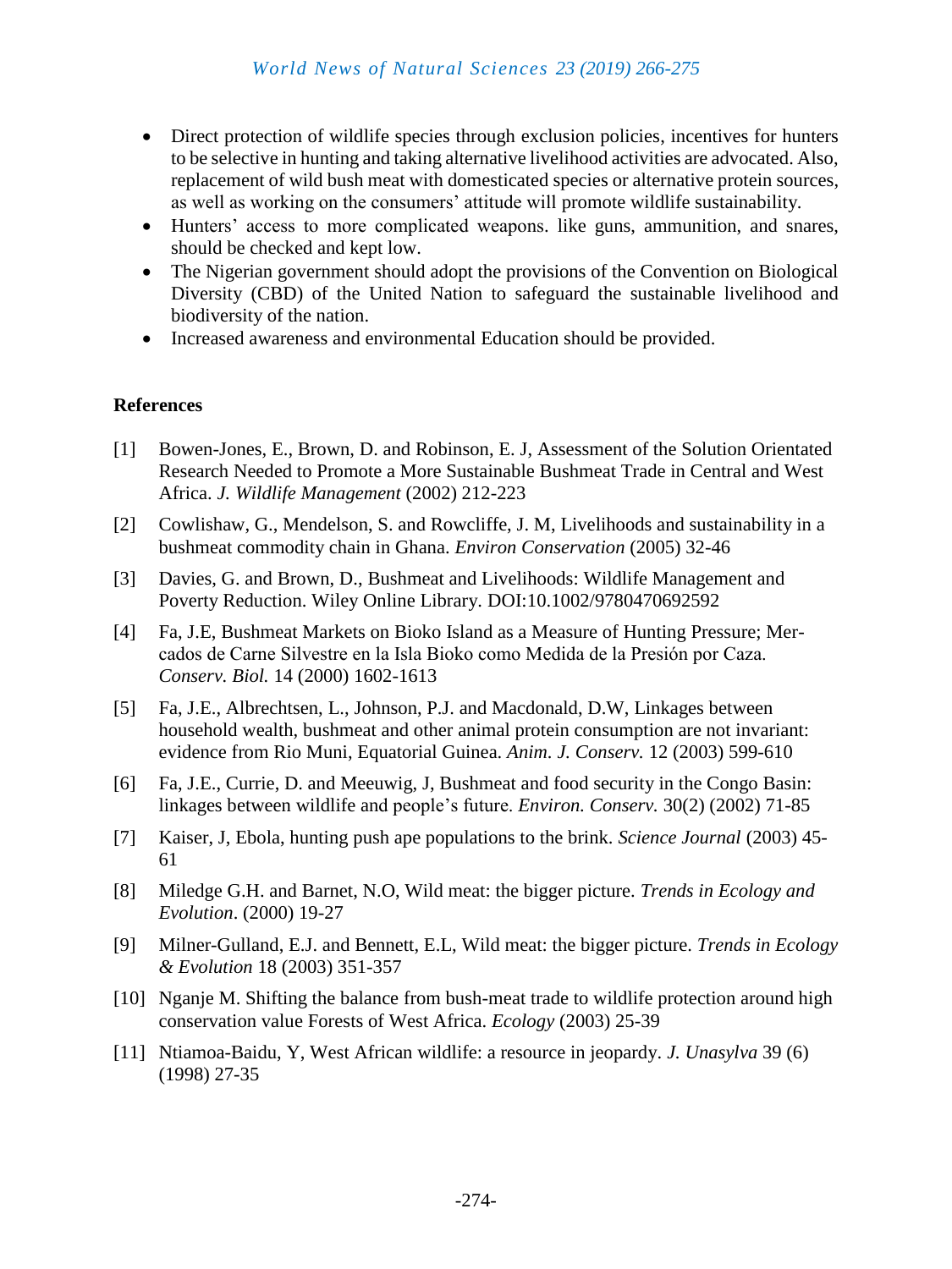- Direct protection of wildlife species through exclusion policies, incentives for hunters to be selective in hunting and taking alternative livelihood activities are advocated. Also, replacement of wild bush meat with domesticated species or alternative protein sources, as well as working on the consumers' attitude will promote wildlife sustainability.
- Hunters' access to more complicated weapons. like guns, ammunition, and snares, should be checked and kept low.
- The Nigerian government should adopt the provisions of the Convention on Biological Diversity (CBD) of the United Nation to safeguard the sustainable livelihood and biodiversity of the nation.
- Increased awareness and environmental Education should be provided.

## References

[1] Bowen-Jones, E., Brown, D. and Robinson, E. J, Assessment of the Solution Orientated Research Needed to Promote a More Sustainable Bushmeat Trade in Central and West Africa. *J. Wildlife Management* (2002) 212-223

[2] Cowlishaw, G., Mendelson, S. and Rowcliffe, J. M, Livelihoods and sustainability in a bushmeat commodity chain in Ghana. *Environ Conservation* (2005) 32-46

[3] Davies, G. and Brown, D., Bushmeat and Livelihoods: Wildlife Management and Poverty Reduction. Wiley Online Library. DOI:10.1002/9780470692592

[4] Fa, J.E, Bushmeat Markets on Bioko Island as a Measure of Hunting Pressure; Mercados de Carne Silvestre en la Isla Bioko como Medida de la Presión por Caza. *Conserv. Biol.* 14 (2000) 1602-1613

[5] Fa, J.E., Albrechtsen, L., Johnson, P.J. and Macdonald, D.W, Linkages between household wealth, bushmeat and other animal protein consumption are not invariant: evidence from Rio Muni, Equatorial Guinea. *Anim. J. Conserv.* 12 (2003) 599-610

[6] Fa, J.E., Currie, D. and Meeuwig, J, Bushmeat and food security in the Congo Basin: linkages between wildlife and people's future. *Environ. Conserv.* 30(2) (2002) 71-85

[7] Kaiser, J, Ebola, hunting push ape populations to the brink. *Science Journal* (2003) 45-61

[8] Miledge G.H. and Barnet, N.O, Wild meat: the bigger picture. *Trends in Ecology and Evolution*. (2000) 19-27

[9] Milner-Gulland, E.J. and Bennett, E.L, Wild meat: the bigger picture. *Trends in Ecology & Evolution* 18 (2003) 351-357

[10] Nganje M. Shifting the balance from bush-meat trade to wildlife protection around high conservation value Forests of West Africa. *Ecology* (2003) 25-39

[11] Ntiamoa-Baidu, Y, West African wildlife: a resource in jeopardy. *J. Unasylva* 39 (6) (1998) 27-35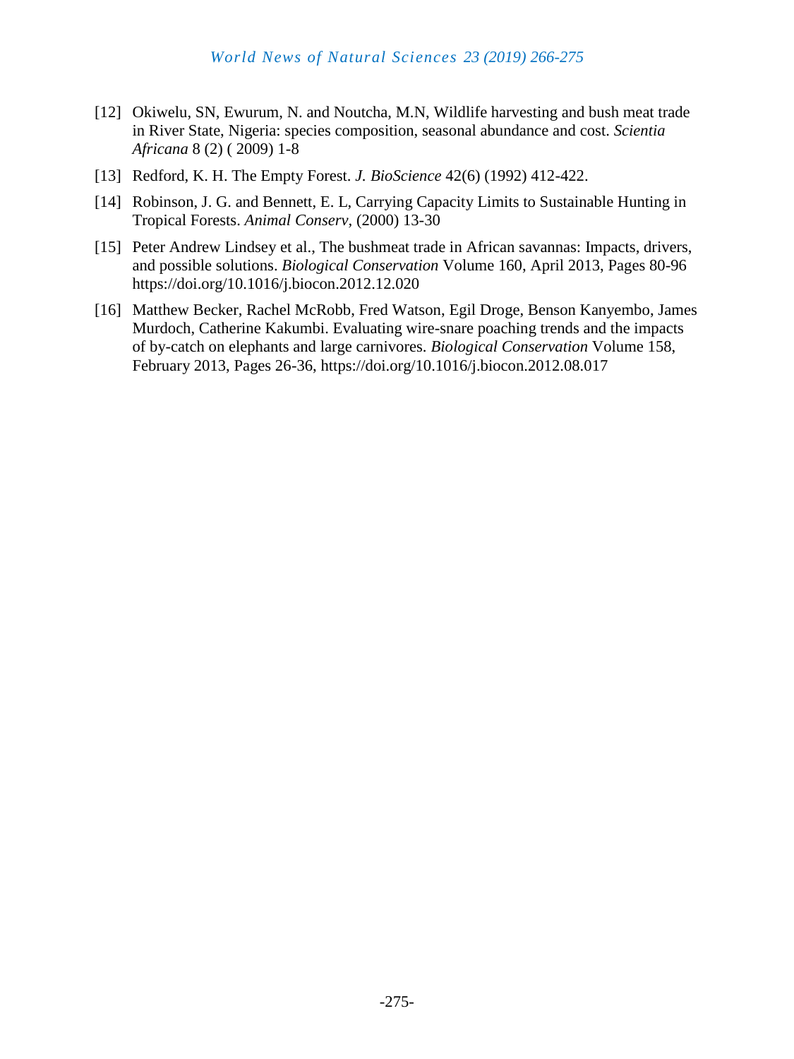[12] Okiwelu, SN, Ewurum, N. and Noutcha, M.N, Wildlife harvesting and bush meat trade in River State, Nigeria: species composition, seasonal abundance and cost. *Scientia Africana* 8 (2) ( 2009) 1-8

[13] Redford, K. H. The Empty Forest. *J. BioScience* 42(6) (1992) 412-422.

[14] Robinson, J. G. and Bennett, E. L, Carrying Capacity Limits to Sustainable Hunting in Tropical Forests. *Animal Conserv*, (2000) 13-30

[15] Peter Andrew Lindsey et al., The bushmeat trade in African savannas: Impacts, drivers, and possible solutions. *Biological Conservation* Volume 160, April 2013, Pages 80-96 https://doi.org/10.1016/j.biocon.2012.12.020

[16] Matthew Becker, Rachel McRobb, Fred Watson, Egil Droge, Benson Kanyembo, James Murdoch, Catherine Kakumbi. Evaluating wire-snare poaching trends and the impacts of by-catch on elephants and large carnivores. *Biological Conservation* Volume 158, February 2013, Pages 26-36, https://doi.org/10.1016/j.biocon.2012.08.017